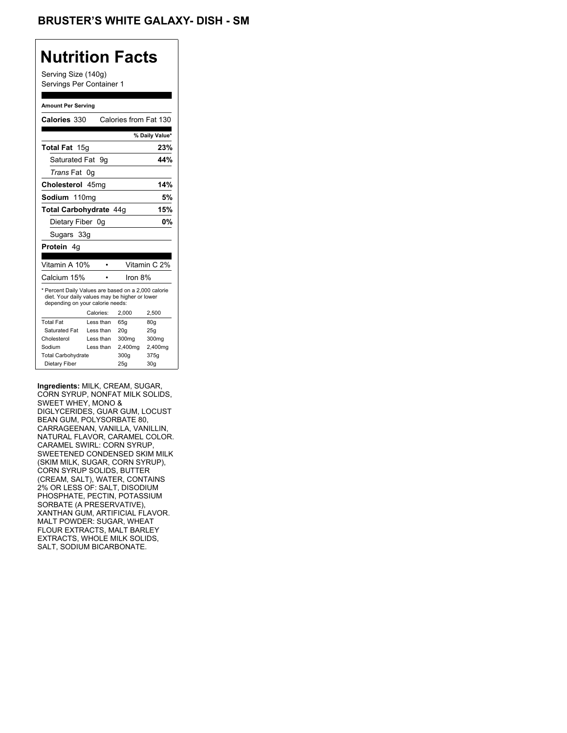# BRUSTER'S WHITE GALAXY- DISH - SM

## Nutrition Facts

Serving Size (140g)
Servings Per Container 1

**Amount Per Serving**

**Calories** 330 Calories from Fat 130

| | % Daily Value* |
|---|---|
| **Total Fat** 15g | **23%** |
| Saturated Fat 9g | **44%** |
| *Trans* Fat 0g | |
| **Cholesterol** 45mg | **14%** |
| **Sodium** 110mg | **5%** |
| **Total Carbohydrate** 44g | **15%** |
| Dietary Fiber 0g | **0%** |
| Sugars 33g | |
| **Protein** 4g | |

| | |
|---|---|
| Vitamin A 10% | Vitamin C 2% |
| Calcium 15% | Iron 8% |

* Percent Daily Values are based on a 2,000 calorie diet. Your daily values may be higher or lower depending on your calorie needs:

| | Calories: | 2,000 | 2,500 |
|---|---|---|---|
| Total Fat | Less than | 65g | 80g |
| Saturated Fat | Less than | 20g | 25g |
| Cholesterol | Less than | 300mg | 300mg |
| Sodium | Less than | 2,400mg | 2,400mg |
| Total Carbohydrate | | 300g | 375g |
| Dietary Fiber | | 25g | 30g |

**Ingredients:** MILK, CREAM, SUGAR, CORN SYRUP, NONFAT MILK SOLIDS, SWEET WHEY, MONO & DIGLYCERIDES, GUAR GUM, LOCUST BEAN GUM, POLYSORBATE 80, CARRAGEENAN, VANILLA, VANILLIN, NATURAL FLAVOR, CARAMEL COLOR. CARAMEL SWIRL: CORN SYRUP, SWEETENED CONDENSED SKIM MILK (SKIM MILK, SUGAR, CORN SYRUP), CORN SYRUP SOLIDS, BUTTER (CREAM, SALT), WATER, CONTAINS 2% OR LESS OF: SALT, DISODIUM PHOSPHATE, PECTIN, POTASSIUM SORBATE (A PRESERVATIVE), XANTHAN GUM, ARTIFICIAL FLAVOR. MALT POWDER: SUGAR, WHEAT FLOUR EXTRACTS, MALT BARLEY EXTRACTS, WHOLE MILK SOLIDS, SALT, SODIUM BICARBONATE.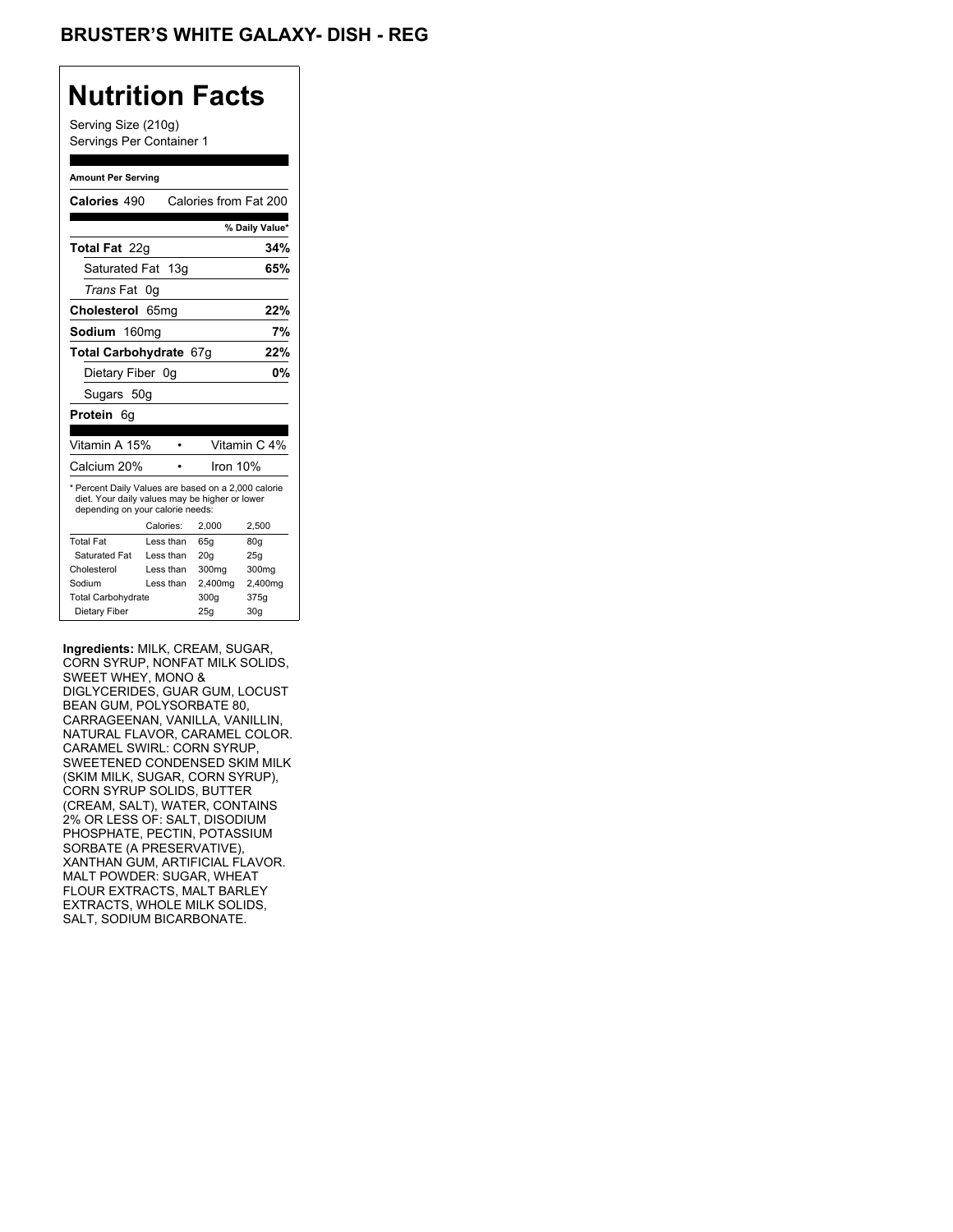## BRUSTER'S WHITE GALAXY- DISH - REG

# Nutrition Facts

Serving Size (210g)
Servings Per Container 1

**Amount Per Serving**

| | |
|---|---|
| **Calories** 490 | Calories from Fat 200 |
| | **% Daily Value*** |
| **Total Fat** 22g | **34%** |
| Saturated Fat 13g | **65%** |
| *Trans* Fat 0g | |
| **Cholesterol** 65mg | **22%** |
| **Sodium** 160mg | **7%** |
| **Total Carbohydrate** 67g | **22%** |
| Dietary Fiber 0g | **0%** |
| Sugars 50g | |
| **Protein** 6g | |

| | | |
|---|---|---|
| Vitamin A 15% | • | Vitamin C 4% |
| Calcium 20% | • | Iron 10% |

* Percent Daily Values are based on a 2,000 calorie diet. Your daily values may be higher or lower depending on your calorie needs:

| | Calories: | 2,000 | 2,500 |
|---|---|---|---|
| Total Fat | Less than | 65g | 80g |
| Saturated Fat | Less than | 20g | 25g |
| Cholesterol | Less than | 300mg | 300mg |
| Sodium | Less than | 2,400mg | 2,400mg |
| Total Carbohydrate | | 300g | 375g |
| Dietary Fiber | | 25g | 30g |

**Ingredients:** MILK, CREAM, SUGAR, CORN SYRUP, NONFAT MILK SOLIDS, SWEET WHEY, MONO & DIGLYCERIDES, GUAR GUM, LOCUST BEAN GUM, POLYSORBATE 80, CARRAGEENAN, VANILLA, VANILLIN, NATURAL FLAVOR, CARAMEL COLOR. CARAMEL SWIRL: CORN SYRUP, SWEETENED CONDENSED SKIM MILK (SKIM MILK, SUGAR, CORN SYRUP), CORN SYRUP SOLIDS, BUTTER (CREAM, SALT), WATER, CONTAINS 2% OR LESS OF: SALT, DISODIUM PHOSPHATE, PECTIN, POTASSIUM SORBATE (A PRESERVATIVE), XANTHAN GUM, ARTIFICIAL FLAVOR. MALT POWDER: SUGAR, WHEAT FLOUR EXTRACTS, MALT BARLEY EXTRACTS, WHOLE MILK SOLIDS, SALT, SODIUM BICARBONATE.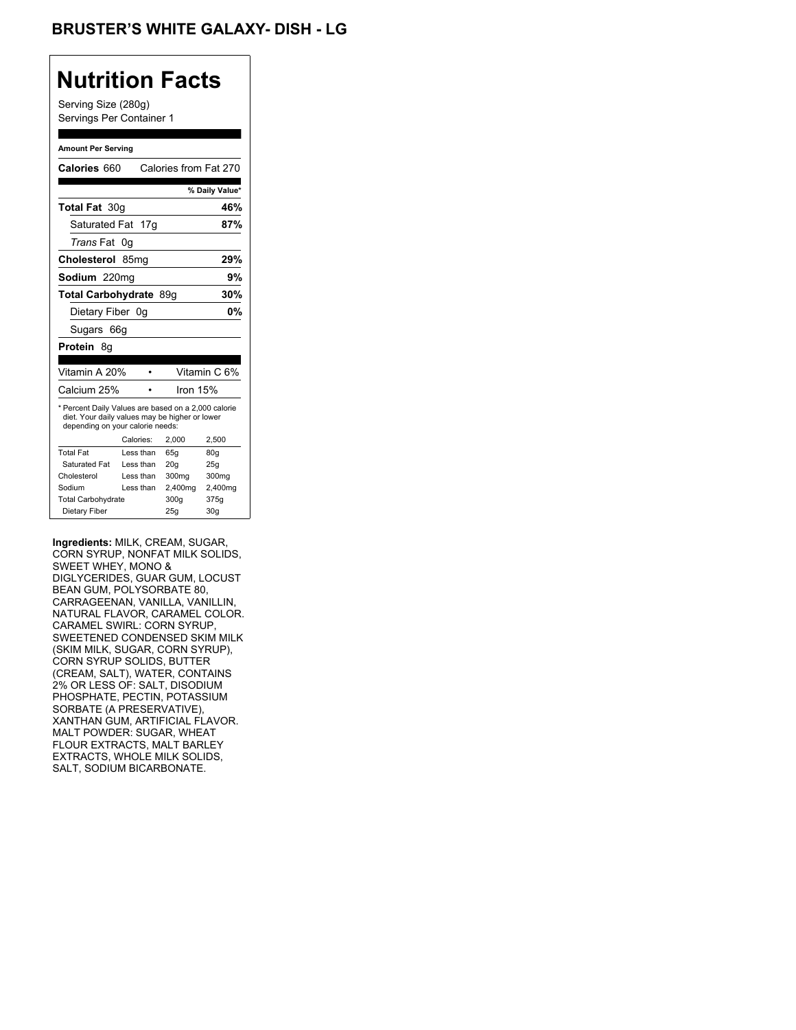# BRUSTER'S WHITE GALAXY- DISH - LG

## Nutrition Facts

Serving Size (280g)
Servings Per Container 1

**Amount Per Serving**

| | |
|---|---|
| **Calories** 660 | Calories from Fat 270 |
| | **% Daily Value*** |
| **Total Fat** 30g | **46%** |
| Saturated Fat 17g | **87%** |
| *Trans* Fat 0g | |
| **Cholesterol** 85mg | **29%** |
| **Sodium** 220mg | **9%** |
| **Total Carbohydrate** 89g | **30%** |
| Dietary Fiber 0g | **0%** |
| Sugars 66g | |
| **Protein** 8g | |

| | | |
|---|---|---|
| Vitamin A 20% | • | Vitamin C 6% |
| Calcium 25% | • | Iron 15% |

* Percent Daily Values are based on a 2,000 calorie diet. Your daily values may be higher or lower depending on your calorie needs:

| | Calories: | 2,000 | 2,500 |
|---|---|---|---|
| Total Fat | Less than | 65g | 80g |
| Saturated Fat | Less than | 20g | 25g |
| Cholesterol | Less than | 300mg | 300mg |
| Sodium | Less than | 2,400mg | 2,400mg |
| Total Carbohydrate | | 300g | 375g |
| Dietary Fiber | | 25g | 30g |

**Ingredients:** MILK, CREAM, SUGAR, CORN SYRUP, NONFAT MILK SOLIDS, SWEET WHEY, MONO & DIGLYCERIDES, GUAR GUM, LOCUST BEAN GUM, POLYSORBATE 80, CARRAGEENAN, VANILLA, VANILLIN, NATURAL FLAVOR, CARAMEL COLOR. CARAMEL SWIRL: CORN SYRUP, SWEETENED CONDENSED SKIM MILK (SKIM MILK, SUGAR, CORN SYRUP), CORN SYRUP SOLIDS, BUTTER (CREAM, SALT), WATER, CONTAINS 2% OR LESS OF: SALT, DISODIUM PHOSPHATE, PECTIN, POTASSIUM SORBATE (A PRESERVATIVE), XANTHAN GUM, ARTIFICIAL FLAVOR. MALT POWDER: SUGAR, WHEAT FLOUR EXTRACTS, MALT BARLEY EXTRACTS, WHOLE MILK SOLIDS, SALT, SODIUM BICARBONATE.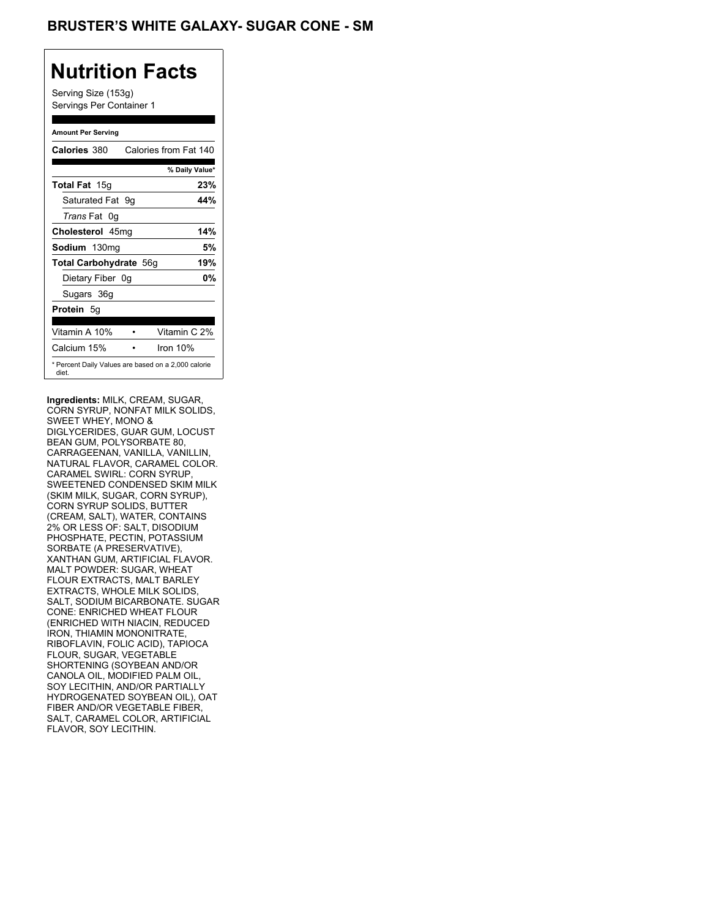# BRUSTER'S WHITE GALAXY- SUGAR CONE - SM

## Nutrition Facts

Serving Size (153g)
Servings Per Container 1

**Amount Per Serving**

| | |
|---|---|
| **Calories** 380 | Calories from Fat 140 |
| | **% Daily Value*** |
| **Total Fat** 15g | **23%** |
| Saturated Fat 9g | **44%** |
| *Trans* Fat 0g | |
| **Cholesterol** 45mg | **14%** |
| **Sodium** 130mg | **5%** |
| **Total Carbohydrate** 56g | **19%** |
| Dietary Fiber 0g | **0%** |
| Sugars 36g | |
| **Protein** 5g | |
| Vitamin A 10% • | Vitamin C 2% |
| Calcium 15% • | Iron 10% |

* Percent Daily Values are based on a 2,000 calorie diet.

**Ingredients:** MILK, CREAM, SUGAR, CORN SYRUP, NONFAT MILK SOLIDS, SWEET WHEY, MONO & DIGLYCERIDES, GUAR GUM, LOCUST BEAN GUM, POLYSORBATE 80, CARRAGEENAN, VANILLA, VANILLIN, NATURAL FLAVOR, CARAMEL COLOR. CARAMEL SWIRL: CORN SYRUP, SWEETENED CONDENSED SKIM MILK (SKIM MILK, SUGAR, CORN SYRUP), CORN SYRUP SOLIDS, BUTTER (CREAM, SALT), WATER, CONTAINS 2% OR LESS OF: SALT, DISODIUM PHOSPHATE, PECTIN, POTASSIUM SORBATE (A PRESERVATIVE), XANTHAN GUM, ARTIFICIAL FLAVOR. MALT POWDER: SUGAR, WHEAT FLOUR EXTRACTS, MALT BARLEY EXTRACTS, WHOLE MILK SOLIDS, SALT, SODIUM BICARBONATE. SUGAR CONE: ENRICHED WHEAT FLOUR (ENRICHED WITH NIACIN, REDUCED IRON, THIAMIN MONONITRATE, RIBOFLAVIN, FOLIC ACID), TAPIOCA FLOUR, SUGAR, VEGETABLE SHORTENING (SOYBEAN AND/OR CANOLA OIL, MODIFIED PALM OIL, SOY LECITHIN, AND/OR PARTIALLY HYDROGENATED SOYBEAN OIL), OAT FIBER AND/OR VEGETABLE FIBER, SALT, CARAMEL COLOR, ARTIFICIAL FLAVOR, SOY LECITHIN.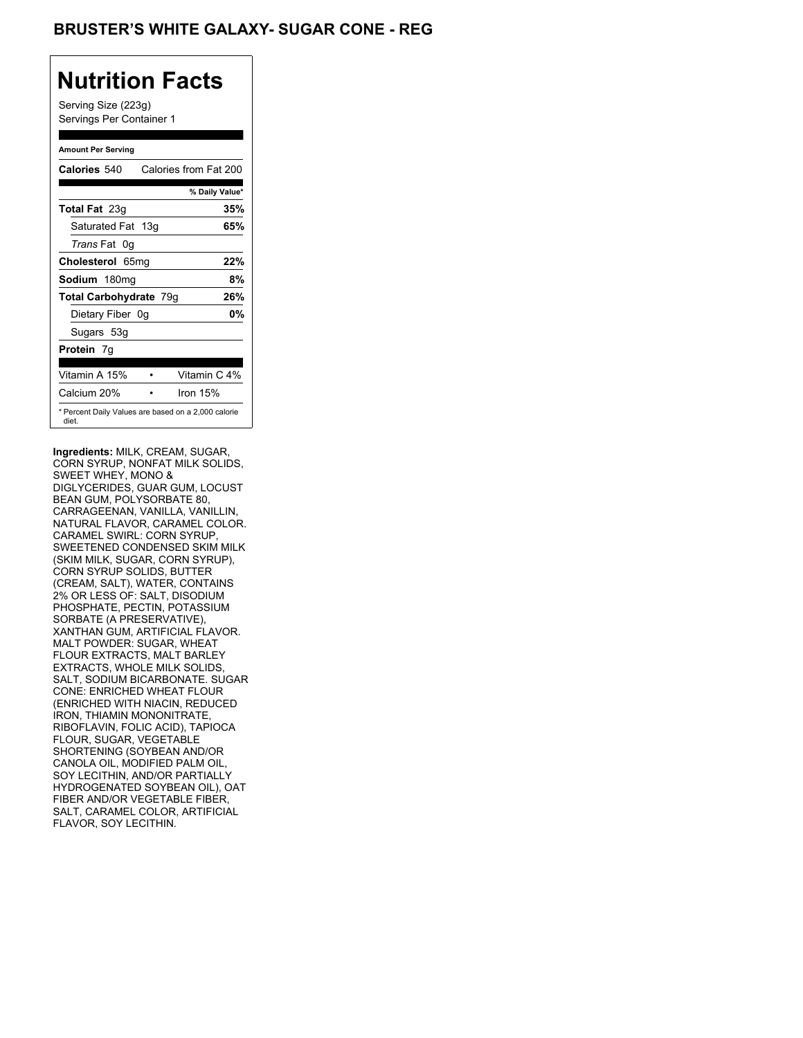# BRUSTER'S WHITE GALAXY- SUGAR CONE - REG

## Nutrition Facts

Serving Size (223g)
Servings Per Container 1

| Amount Per Serving | |
|---|---|
| **Calories** 540 | Calories from Fat 200 |
| | **% Daily Value*** |
| **Total Fat** 23g | **35%** |
| Saturated Fat 13g | **65%** |
| *Trans* Fat 0g | |
| **Cholesterol** 65mg | **22%** |
| **Sodium** 180mg | **8%** |
| **Total Carbohydrate** 79g | **26%** |
| Dietary Fiber 0g | **0%** |
| Sugars 53g | |
| **Protein** 7g | |
| Vitamin A 15% • | Vitamin C 4% |
| Calcium 20% • | Iron 15% |

* Percent Daily Values are based on a 2,000 calorie diet.

**Ingredients:** MILK, CREAM, SUGAR, CORN SYRUP, NONFAT MILK SOLIDS, SWEET WHEY, MONO & DIGLYCERIDES, GUAR GUM, LOCUST BEAN GUM, POLYSORBATE 80, CARRAGEENAN, VANILLA, VANILLIN, NATURAL FLAVOR, CARAMEL COLOR. CARAMEL SWIRL: CORN SYRUP, SWEETENED CONDENSED SKIM MILK (SKIM MILK, SUGAR, CORN SYRUP), CORN SYRUP SOLIDS, BUTTER (CREAM, SALT), WATER, CONTAINS 2% OR LESS OF: SALT, DISODIUM PHOSPHATE, PECTIN, POTASSIUM SORBATE (A PRESERVATIVE), XANTHAN GUM, ARTIFICIAL FLAVOR. MALT POWDER: SUGAR, WHEAT FLOUR EXTRACTS, MALT BARLEY EXTRACTS, WHOLE MILK SOLIDS, SALT, SODIUM BICARBONATE. SUGAR CONE: ENRICHED WHEAT FLOUR (ENRICHED WITH NIACIN, REDUCED IRON, THIAMIN MONONITRATE, RIBOFLAVIN, FOLIC ACID), TAPIOCA FLOUR, SUGAR, VEGETABLE SHORTENING (SOYBEAN AND/OR CANOLA OIL, MODIFIED PALM OIL, SOY LECITHIN, AND/OR PARTIALLY HYDROGENATED SOYBEAN OIL), OAT FIBER AND/OR VEGETABLE FIBER, SALT, CARAMEL COLOR, ARTIFICIAL FLAVOR, SOY LECITHIN.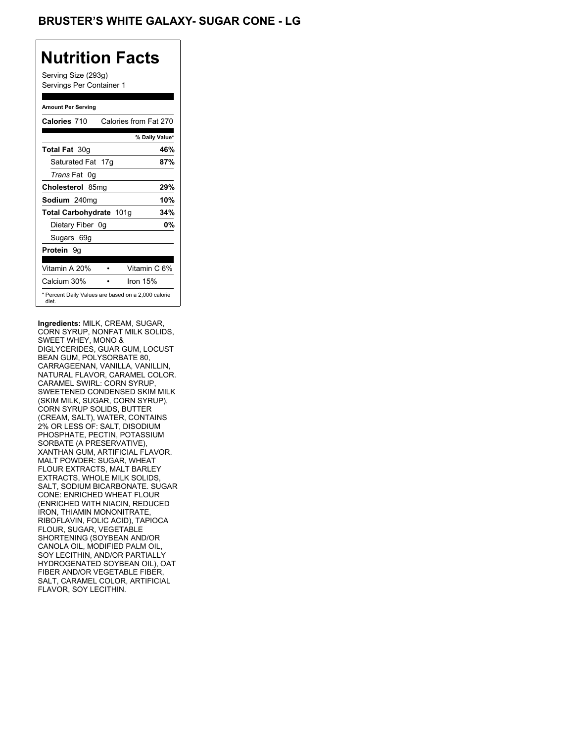## BRUSTER'S WHITE GALAXY- SUGAR CONE - LG

# Nutrition Facts

Serving Size (293g)
Servings Per Container 1

**Amount Per Serving**

| | |
|---|---|
| **Calories** 710 | Calories from Fat 270 |
| | **% Daily Value*** |
| **Total Fat** 30g | **46%** |
| Saturated Fat 17g | **87%** |
| *Trans* Fat 0g | |
| **Cholesterol** 85mg | **29%** |
| **Sodium** 240mg | **10%** |
| **Total Carbohydrate** 101g | **34%** |
| Dietary Fiber 0g | **0%** |
| Sugars 69g | |
| **Protein** 9g | |
| Vitamin A 20% • | Vitamin C 6% |
| Calcium 30% • | Iron 15% |

* Percent Daily Values are based on a 2,000 calorie diet.

**Ingredients:** MILK, CREAM, SUGAR, CORN SYRUP, NONFAT MILK SOLIDS, SWEET WHEY, MONO & DIGLYCERIDES, GUAR GUM, LOCUST BEAN GUM, POLYSORBATE 80, CARRAGEENAN, VANILLA, VANILLIN, NATURAL FLAVOR, CARAMEL COLOR. CARAMEL SWIRL: CORN SYRUP, SWEETENED CONDENSED SKIM MILK (SKIM MILK, SUGAR, CORN SYRUP), CORN SYRUP SOLIDS, BUTTER (CREAM, SALT), WATER, CONTAINS 2% OR LESS OF: SALT, DISODIUM PHOSPHATE, PECTIN, POTASSIUM SORBATE (A PRESERVATIVE), XANTHAN GUM, ARTIFICIAL FLAVOR. MALT POWDER: SUGAR, WHEAT FLOUR EXTRACTS, MALT BARLEY EXTRACTS, WHOLE MILK SOLIDS, SALT, SODIUM BICARBONATE. SUGAR CONE: ENRICHED WHEAT FLOUR (ENRICHED WITH NIACIN, REDUCED IRON, THIAMIN MONONITRATE, RIBOFLAVIN, FOLIC ACID), TAPIOCA FLOUR, SUGAR, VEGETABLE SHORTENING (SOYBEAN AND/OR CANOLA OIL, MODIFIED PALM OIL, SOY LECITHIN, AND/OR PARTIALLY HYDROGENATED SOYBEAN OIL), OAT FIBER AND/OR VEGETABLE FIBER, SALT, CARAMEL COLOR, ARTIFICIAL FLAVOR, SOY LECITHIN.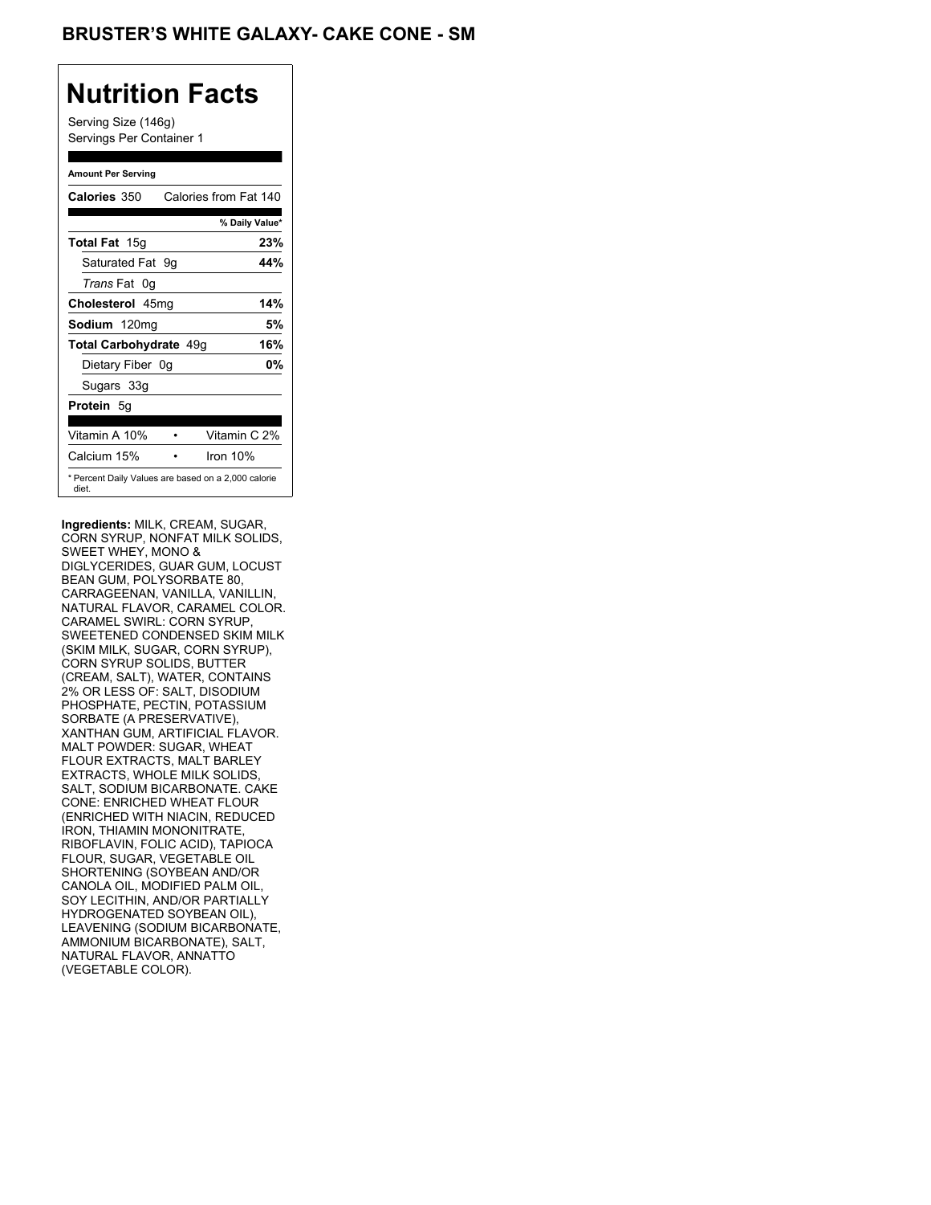## BRUSTER'S WHITE GALAXY- CAKE CONE - SM

# Nutrition Facts

Serving Size (146g)
Servings Per Container 1

**Amount Per Serving**

| | |
|---|---|
| **Calories** 350 | Calories from Fat 140 |
| | **% Daily Value*** |
| **Total Fat** 15g | **23%** |
| Saturated Fat 9g | **44%** |
| *Trans* Fat 0g | |
| **Cholesterol** 45mg | **14%** |
| **Sodium** 120mg | **5%** |
| **Total Carbohydrate** 49g | **16%** |
| Dietary Fiber 0g | **0%** |
| Sugars 33g | |
| **Protein** 5g | |

| | |
|---|---|
| Vitamin A 10% | Vitamin C 2% |
| Calcium 15% | Iron 10% |

* Percent Daily Values are based on a 2,000 calorie diet.

**Ingredients:** MILK, CREAM, SUGAR, CORN SYRUP, NONFAT MILK SOLIDS, SWEET WHEY, MONO & DIGLYCERIDES, GUAR GUM, LOCUST BEAN GUM, POLYSORBATE 80, CARRAGEENAN, VANILLA, VANILLIN, NATURAL FLAVOR, CARAMEL COLOR. CARAMEL SWIRL: CORN SYRUP, SWEETENED CONDENSED SKIM MILK (SKIM MILK, SUGAR, CORN SYRUP), CORN SYRUP SOLIDS, BUTTER (CREAM, SALT), WATER, CONTAINS 2% OR LESS OF: SALT, DISODIUM PHOSPHATE, PECTIN, POTASSIUM SORBATE (A PRESERVATIVE), XANTHAN GUM, ARTIFICIAL FLAVOR. MALT POWDER: SUGAR, WHEAT FLOUR EXTRACTS, MALT BARLEY EXTRACTS, WHOLE MILK SOLIDS, SALT, SODIUM BICARBONATE. CAKE CONE: ENRICHED WHEAT FLOUR (ENRICHED WITH NIACIN, REDUCED IRON, THIAMIN MONONITRATE, RIBOFLAVIN, FOLIC ACID), TAPIOCA FLOUR, SUGAR, VEGETABLE OIL SHORTENING (SOYBEAN AND/OR CANOLA OIL, MODIFIED PALM OIL, SOY LECITHIN, AND/OR PARTIALLY HYDROGENATED SOYBEAN OIL), LEAVENING (SODIUM BICARBONATE, AMMONIUM BICARBONATE), SALT, NATURAL FLAVOR, ANNATTO (VEGETABLE COLOR).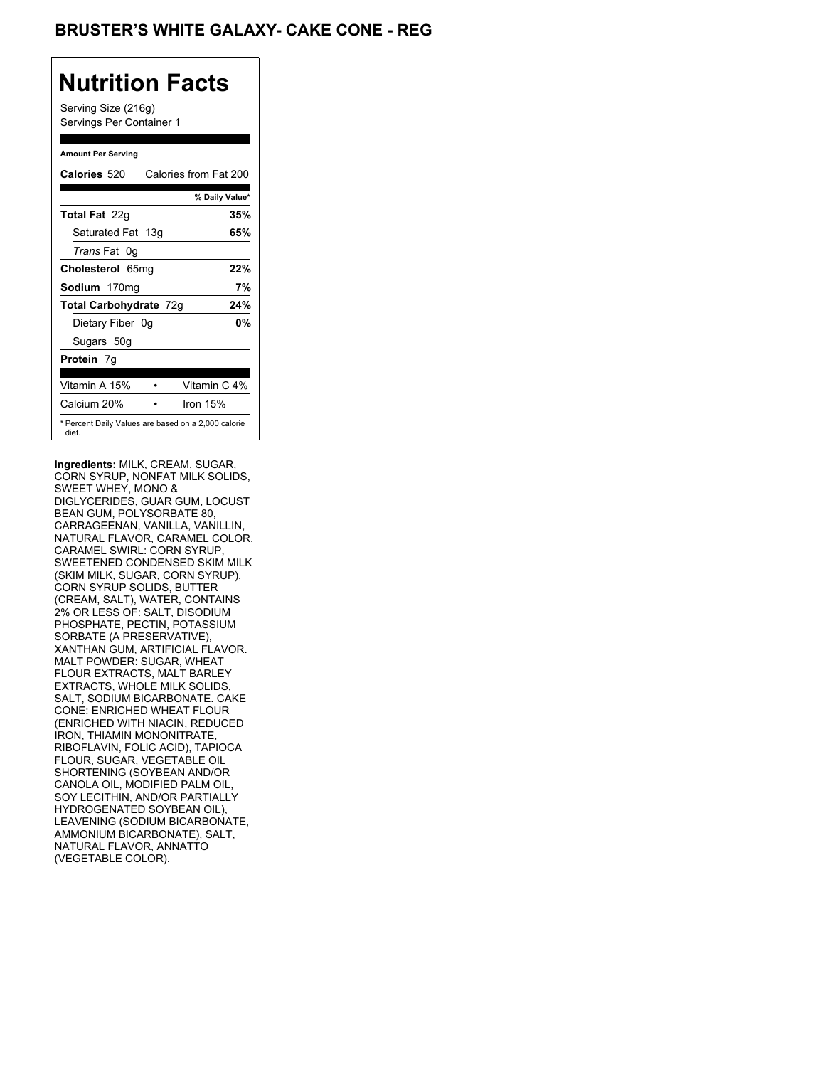# BRUSTER'S WHITE GALAXY- CAKE CONE - REG

## Nutrition Facts

Serving Size (216g)
Servings Per Container 1

**Amount Per Serving**

| | |
|---|---|
| **Calories** 520 | Calories from Fat 200 |
| | **% Daily Value*** |
| **Total Fat** 22g | **35%** |
| Saturated Fat 13g | **65%** |
| *Trans* Fat 0g | |
| **Cholesterol** 65mg | **22%** |
| **Sodium** 170mg | **7%** |
| **Total Carbohydrate** 72g | **24%** |
| Dietary Fiber 0g | **0%** |
| Sugars 50g | |
| **Protein** 7g | |
| Vitamin A 15% • | Vitamin C 4% |
| Calcium 20% • | Iron 15% |

* Percent Daily Values are based on a 2,000 calorie diet.

**Ingredients:** MILK, CREAM, SUGAR, CORN SYRUP, NONFAT MILK SOLIDS, SWEET WHEY, MONO & DIGLYCERIDES, GUAR GUM, LOCUST BEAN GUM, POLYSORBATE 80, CARRAGEENAN, VANILLA, VANILLIN, NATURAL FLAVOR, CARAMEL COLOR. CARAMEL SWIRL: CORN SYRUP, SWEETENED CONDENSED SKIM MILK (SKIM MILK, SUGAR, CORN SYRUP), CORN SYRUP SOLIDS, BUTTER (CREAM, SALT), WATER, CONTAINS 2% OR LESS OF: SALT, DISODIUM PHOSPHATE, PECTIN, POTASSIUM SORBATE (A PRESERVATIVE), XANTHAN GUM, ARTIFICIAL FLAVOR. MALT POWDER: SUGAR, WHEAT FLOUR EXTRACTS, MALT BARLEY EXTRACTS, WHOLE MILK SOLIDS, SALT, SODIUM BICARBONATE. CAKE CONE: ENRICHED WHEAT FLOUR (ENRICHED WITH NIACIN, REDUCED IRON, THIAMIN MONONITRATE, RIBOFLAVIN, FOLIC ACID), TAPIOCA FLOUR, SUGAR, VEGETABLE OIL SHORTENING (SOYBEAN AND/OR CANOLA OIL, MODIFIED PALM OIL, SOY LECITHIN, AND/OR PARTIALLY HYDROGENATED SOYBEAN OIL), LEAVENING (SODIUM BICARBONATE, AMMONIUM BICARBONATE), SALT, NATURAL FLAVOR, ANNATTO (VEGETABLE COLOR).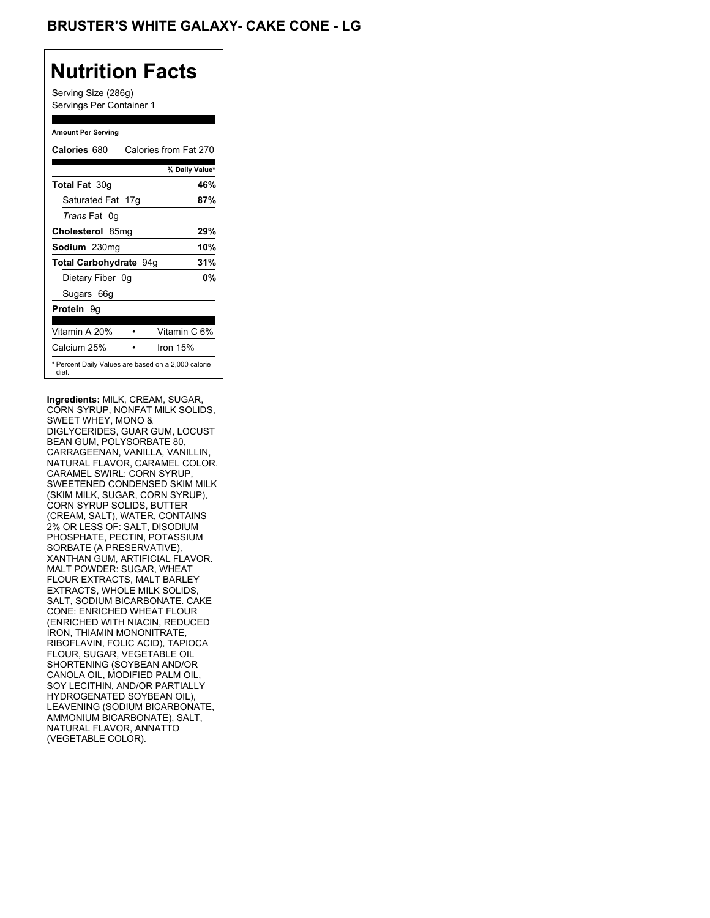# BRUSTER'S WHITE GALAXY- CAKE CONE - LG

## Nutrition Facts

Serving Size (286g)
Servings Per Container 1

**Amount Per Serving**

| | |
|---|---|
| **Calories** 680 | Calories from Fat 270 |
| | **% Daily Value*** |
| **Total Fat** 30g | **46%** |
| Saturated Fat 17g | **87%** |
| *Trans* Fat 0g | |
| **Cholesterol** 85mg | **29%** |
| **Sodium** 230mg | **10%** |
| **Total Carbohydrate** 94g | **31%** |
| Dietary Fiber 0g | **0%** |
| Sugars 66g | |
| **Protein** 9g | |
| Vitamin A 20% • | Vitamin C 6% |
| Calcium 25% • | Iron 15% |

\* Percent Daily Values are based on a 2,000 calorie diet.

**Ingredients:** MILK, CREAM, SUGAR, CORN SYRUP, NONFAT MILK SOLIDS, SWEET WHEY, MONO & DIGLYCERIDES, GUAR GUM, LOCUST BEAN GUM, POLYSORBATE 80, CARRAGEENAN, VANILLA, VANILLIN, NATURAL FLAVOR, CARAMEL COLOR. CARAMEL SWIRL: CORN SYRUP, SWEETENED CONDENSED SKIM MILK (SKIM MILK, SUGAR, CORN SYRUP), CORN SYRUP SOLIDS, BUTTER (CREAM, SALT), WATER, CONTAINS 2% OR LESS OF: SALT, DISODIUM PHOSPHATE, PECTIN, POTASSIUM SORBATE (A PRESERVATIVE), XANTHAN GUM, ARTIFICIAL FLAVOR. MALT POWDER: SUGAR, WHEAT FLOUR EXTRACTS, MALT BARLEY EXTRACTS, WHOLE MILK SOLIDS, SALT, SODIUM BICARBONATE. CAKE CONE: ENRICHED WHEAT FLOUR (ENRICHED WITH NIACIN, REDUCED IRON, THIAMIN MONONITRATE, RIBOFLAVIN, FOLIC ACID), TAPIOCA FLOUR, SUGAR, VEGETABLE OIL SHORTENING (SOYBEAN AND/OR CANOLA OIL, MODIFIED PALM OIL, SOY LECITHIN, AND/OR PARTIALLY HYDROGENATED SOYBEAN OIL), LEAVENING (SODIUM BICARBONATE, AMMONIUM BICARBONATE), SALT, NATURAL FLAVOR, ANNATTO (VEGETABLE COLOR).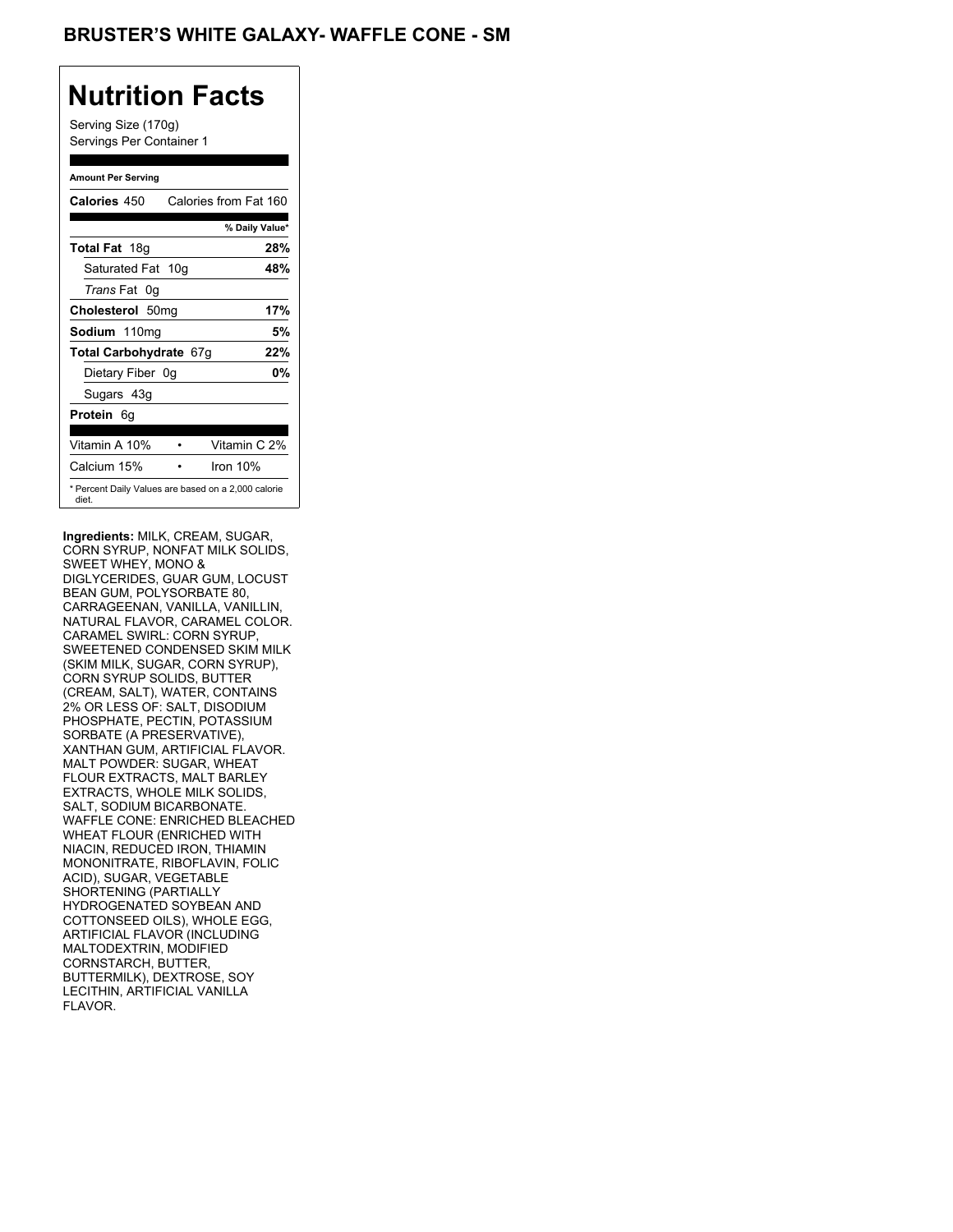# BRUSTER'S WHITE GALAXY- WAFFLE CONE - SM

## Nutrition Facts

Serving Size (170g)
Servings Per Container 1

| Amount Per Serving | |
|---|---|
| **Calories** 450 | Calories from Fat 160 |
| | **% Daily Value*** |
| **Total Fat** 18g | **28%** |
| Saturated Fat 10g | **48%** |
| *Trans* Fat 0g | |
| **Cholesterol** 50mg | **17%** |
| **Sodium** 110mg | **5%** |
| **Total Carbohydrate** 67g | **22%** |
| Dietary Fiber 0g | **0%** |
| Sugars 43g | |
| **Protein** 6g | |
| Vitamin A 10% | Vitamin C 2% |
| Calcium 15% | Iron 10% |

* Percent Daily Values are based on a 2,000 calorie diet.

**Ingredients:** MILK, CREAM, SUGAR, CORN SYRUP, NONFAT MILK SOLIDS, SWEET WHEY, MONO & DIGLYCERIDES, GUAR GUM, LOCUST BEAN GUM, POLYSORBATE 80, CARRAGEENAN, VANILLA, VANILLIN, NATURAL FLAVOR, CARAMEL COLOR. CARAMEL SWIRL: CORN SYRUP, SWEETENED CONDENSED SKIM MILK (SKIM MILK, SUGAR, CORN SYRUP), CORN SYRUP SOLIDS, BUTTER (CREAM, SALT), WATER, CONTAINS 2% OR LESS OF: SALT, DISODIUM PHOSPHATE, PECTIN, POTASSIUM SORBATE (A PRESERVATIVE), XANTHAN GUM, ARTIFICIAL FLAVOR. MALT POWDER: SUGAR, WHEAT FLOUR EXTRACTS, MALT BARLEY EXTRACTS, WHOLE MILK SOLIDS, SALT, SODIUM BICARBONATE. WAFFLE CONE: ENRICHED BLEACHED WHEAT FLOUR (ENRICHED WITH NIACIN, REDUCED IRON, THIAMIN MONONITRATE, RIBOFLAVIN, FOLIC ACID), SUGAR, VEGETABLE SHORTENING (PARTIALLY HYDROGENATED SOYBEAN AND COTTONSEED OILS), WHOLE EGG, ARTIFICIAL FLAVOR (INCLUDING MALTODEXTRIN, MODIFIED CORNSTARCH, BUTTER, BUTTERMILK), DEXTROSE, SOY LECITHIN, ARTIFICIAL VANILLA FLAVOR.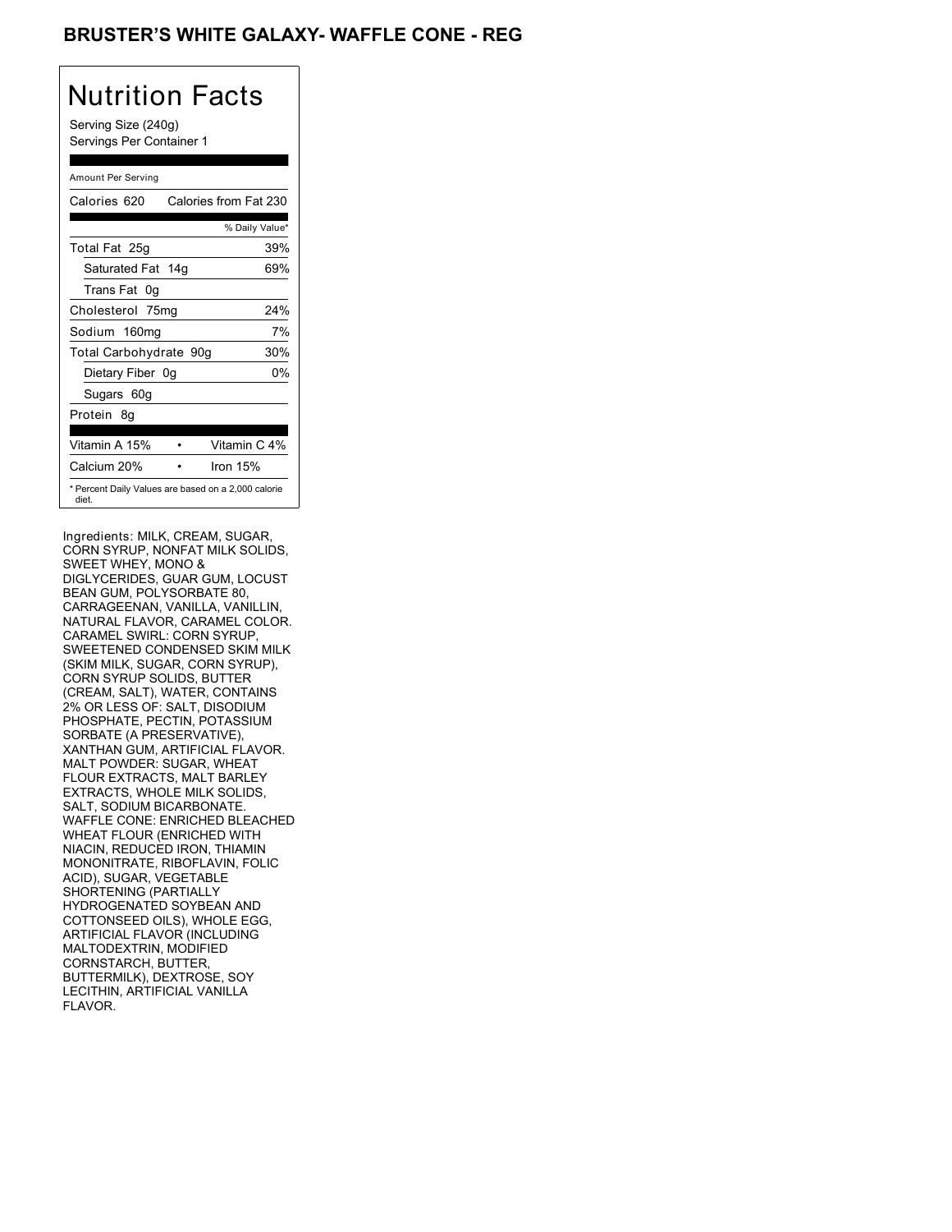# BRUSTER'S WHITE GALAXY- WAFFLE CONE - REG

## Nutrition Facts

Serving Size (240g)
Servings Per Container 1

| Amount Per Serving | |
|---|---|
| Calories 620 | Calories from Fat 230 |
| | % Daily Value* |
| Total Fat 25g | 39% |
| Saturated Fat 14g | 69% |
| Trans Fat 0g | |
| Cholesterol 75mg | 24% |
| Sodium 160mg | 7% |
| Total Carbohydrate 90g | 30% |
| Dietary Fiber 0g | 0% |
| Sugars 60g | |
| Protein 8g | |
| Vitamin A 15% | Vitamin C 4% |
| Calcium 20% | Iron 15% |

* Percent Daily Values are based on a 2,000 calorie diet.

Ingredients: MILK, CREAM, SUGAR, CORN SYRUP, NONFAT MILK SOLIDS, SWEET WHEY, MONO & DIGLYCERIDES, GUAR GUM, LOCUST BEAN GUM, POLYSORBATE 80, CARRAGEENAN, VANILLA, VANILLIN, NATURAL FLAVOR, CARAMEL COLOR. CARAMEL SWIRL: CORN SYRUP, SWEETENED CONDENSED SKIM MILK (SKIM MILK, SUGAR, CORN SYRUP), CORN SYRUP SOLIDS, BUTTER (CREAM, SALT), WATER, CONTAINS 2% OR LESS OF: SALT, DISODIUM PHOSPHATE, PECTIN, POTASSIUM SORBATE (A PRESERVATIVE), XANTHAN GUM, ARTIFICIAL FLAVOR. MALT POWDER: SUGAR, WHEAT FLOUR EXTRACTS, MALT BARLEY EXTRACTS, WHOLE MILK SOLIDS, SALT, SODIUM BICARBONATE. WAFFLE CONE: ENRICHED BLEACHED WHEAT FLOUR (ENRICHED WITH NIACIN, REDUCED IRON, THIAMIN MONONITRATE, RIBOFLAVIN, FOLIC ACID), SUGAR, VEGETABLE SHORTENING (PARTIALLY HYDROGENATED SOYBEAN AND COTTONSEED OILS), WHOLE EGG, ARTIFICIAL FLAVOR (INCLUDING MALTODEXTRIN, MODIFIED CORNSTARCH, BUTTER, BUTTERMILK), DEXTROSE, SOY LECITHIN, ARTIFICIAL VANILLA FLAVOR.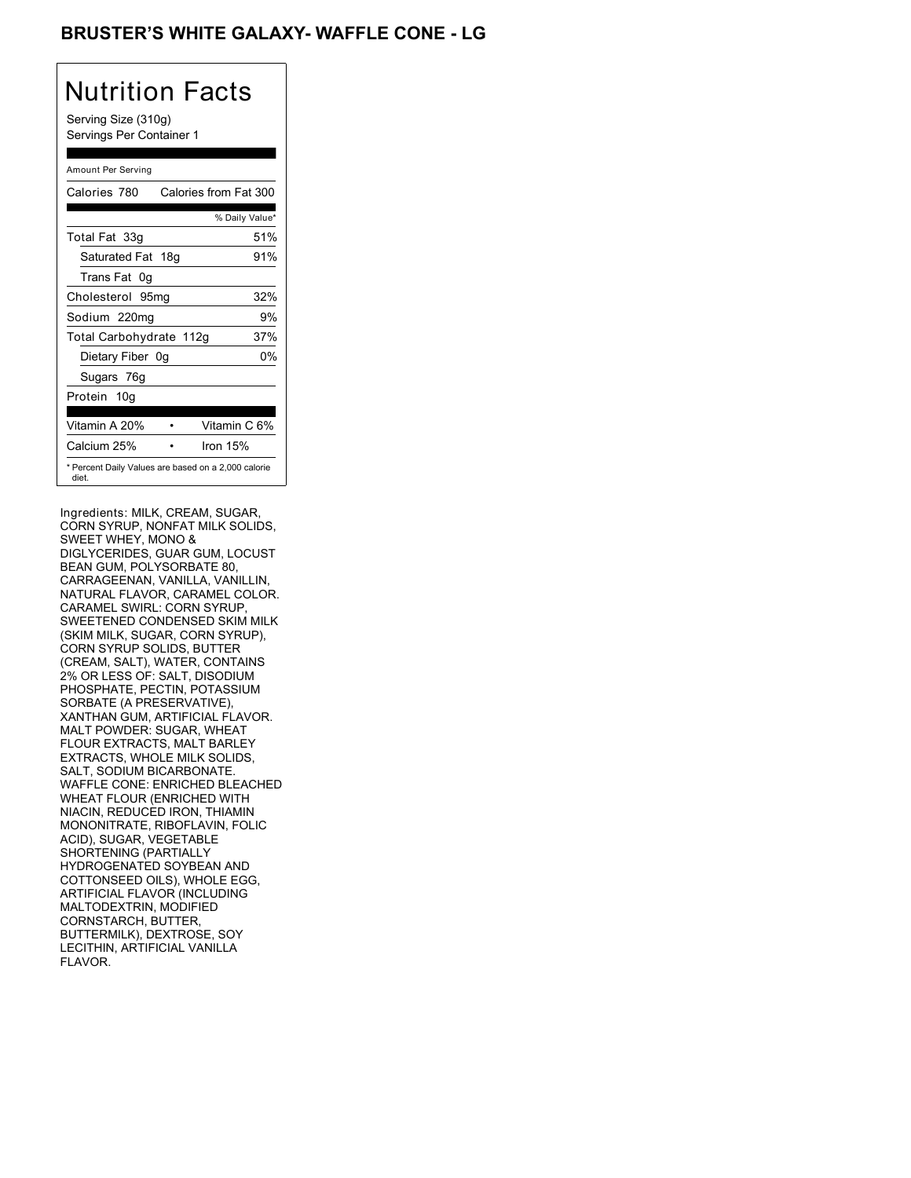# BRUSTER'S WHITE GALAXY- WAFFLE CONE - LG

## Nutrition Facts

Serving Size (310g)
Servings Per Container 1

Amount Per Serving

| | |
|---|---|
| Calories 780 | Calories from Fat 300 |
| | % Daily Value* |
| Total Fat 33g | 51% |
| Saturated Fat 18g | 91% |
| Trans Fat 0g | |
| Cholesterol 95mg | 32% |
| Sodium 220mg | 9% |
| Total Carbohydrate 112g | 37% |
| Dietary Fiber 0g | 0% |
| Sugars 76g | |
| Protein 10g | |
| Vitamin A 20% | Vitamin C 6% |
| Calcium 25% | Iron 15% |

* Percent Daily Values are based on a 2,000 calorie diet.

Ingredients: MILK, CREAM, SUGAR, CORN SYRUP, NONFAT MILK SOLIDS, SWEET WHEY, MONO & DIGLYCERIDES, GUAR GUM, LOCUST BEAN GUM, POLYSORBATE 80, CARRAGEENAN, VANILLA, VANILLIN, NATURAL FLAVOR, CARAMEL COLOR. CARAMEL SWIRL: CORN SYRUP, SWEETENED CONDENSED SKIM MILK (SKIM MILK, SUGAR, CORN SYRUP), CORN SYRUP SOLIDS, BUTTER (CREAM, SALT), WATER, CONTAINS 2% OR LESS OF: SALT, DISODIUM PHOSPHATE, PECTIN, POTASSIUM SORBATE (A PRESERVATIVE), XANTHAN GUM, ARTIFICIAL FLAVOR. MALT POWDER: SUGAR, WHEAT FLOUR EXTRACTS, MALT BARLEY EXTRACTS, WHOLE MILK SOLIDS, SALT, SODIUM BICARBONATE. WAFFLE CONE: ENRICHED BLEACHED WHEAT FLOUR (ENRICHED WITH NIACIN, REDUCED IRON, THIAMIN MONONITRATE, RIBOFLAVIN, FOLIC ACID), SUGAR, VEGETABLE SHORTENING (PARTIALLY HYDROGENATED SOYBEAN AND COTTONSEED OILS), WHOLE EGG, ARTIFICIAL FLAVOR (INCLUDING MALTODEXTRIN, MODIFIED CORNSTARCH, BUTTER, BUTTERMILK), DEXTROSE, SOY LECITHIN, ARTIFICIAL VANILLA FLAVOR.